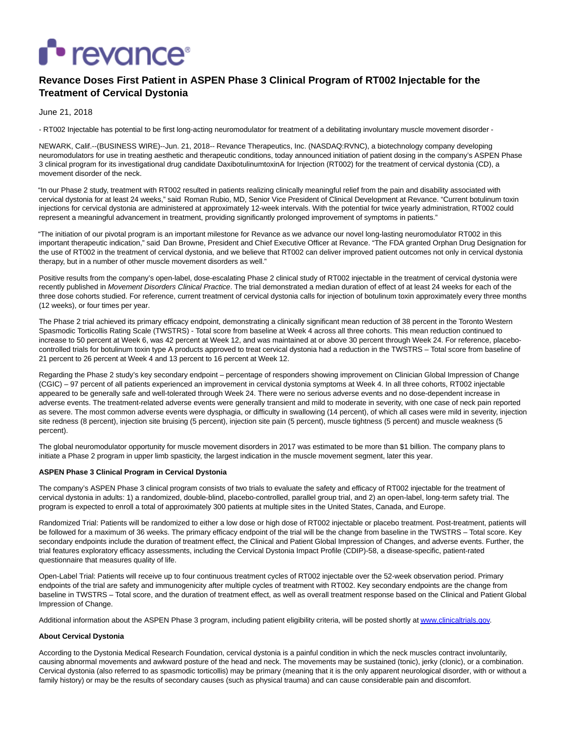revance®

# Revance Doses First Patient in ASPEN Phase 3 Clinical Program of RT002 Injectable for the Treatment of Cervical Dystonia

June 21, 2018

- RT002 Injectable has potential to be first long-acting neuromodulator for treatment of a debilitating involuntary muscle movement disorder -

NEWARK, Calif.--(BUSINESS WIRE)--Jun. 21, 2018-- Revance Therapeutics, Inc. (NASDAQ:RVNC), a biotechnology company developing neuromodulators for use in treating aesthetic and therapeutic conditions, today announced initiation of patient dosing in the company's ASPEN Phase 3 clinical program for its investigational drug candidate DaxibotulinumtoxinA for Injection (RT002) for the treatment of cervical dystonia (CD), a movement disorder of the neck.

"In our Phase 2 study, treatment with RT002 resulted in patients realizing clinically meaningful relief from the pain and disability associated with cervical dystonia for at least 24 weeks," said Roman Rubio, MD, Senior Vice President of Clinical Development at Revance. "Current botulinum toxin injections for cervical dystonia are administered at approximately 12-week intervals. With the potential for twice yearly administration, RT002 could represent a meaningful advancement in treatment, providing significantly prolonged improvement of symptoms in patients."

"The initiation of our pivotal program is an important milestone for Revance as we advance our novel long-lasting neuromodulator RT002 in this important therapeutic indication," said Dan Browne, President and Chief Executive Officer at Revance. "The FDA granted Orphan Drug Designation for the use of RT002 in the treatment of cervical dystonia, and we believe that RT002 can deliver improved patient outcomes not only in cervical dystonia therapy, but in a number of other muscle movement disorders as well."

Positive results from the company's open-label, dose-escalating Phase 2 clinical study of RT002 injectable in the treatment of cervical dystonia were recently published in *Movement Disorders Clinical Practice*. The trial demonstrated a median duration of effect of at least 24 weeks for each of the three dose cohorts studied. For reference, current treatment of cervical dystonia calls for injection of botulinum toxin approximately every three months (12 weeks), or four times per year.

The Phase 2 trial achieved its primary efficacy endpoint, demonstrating a clinically significant mean reduction of 38 percent in the Toronto Western Spasmodic Torticollis Rating Scale (TWSTRS) - Total score from baseline at Week 4 across all three cohorts. This mean reduction continued to increase to 50 percent at Week 6, was 42 percent at Week 12, and was maintained at or above 30 percent through Week 24. For reference, placebo-controlled trials for botulinum toxin type A products approved to treat cervical dystonia had a reduction in the TWSTRS – Total score from baseline of 21 percent to 26 percent at Week 4 and 13 percent to 16 percent at Week 12.

Regarding the Phase 2 study's key secondary endpoint – percentage of responders showing improvement on Clinician Global Impression of Change (CGIC) – 97 percent of all patients experienced an improvement in cervical dystonia symptoms at Week 4. In all three cohorts, RT002 injectable appeared to be generally safe and well-tolerated through Week 24. There were no serious adverse events and no dose-dependent increase in adverse events. The treatment-related adverse events were generally transient and mild to moderate in severity, with one case of neck pain reported as severe. The most common adverse events were dysphagia, or difficulty in swallowing (14 percent), of which all cases were mild in severity, injection site redness (8 percent), injection site bruising (5 percent), injection site pain (5 percent), muscle tightness (5 percent) and muscle weakness (5 percent).

The global neuromodulator opportunity for muscle movement disorders in 2017 was estimated to be more than $1 billion. The company plans to initiate a Phase 2 program in upper limb spasticity, the largest indication in the muscle movement segment, later this year.

## ASPEN Phase 3 Clinical Program in Cervical Dystonia

The company's ASPEN Phase 3 clinical program consists of two trials to evaluate the safety and efficacy of RT002 injectable for the treatment of cervical dystonia in adults: 1) a randomized, double-blind, placebo-controlled, parallel group trial, and 2) an open-label, long-term safety trial. The program is expected to enroll a total of approximately 300 patients at multiple sites in the United States, Canada, and Europe.

Randomized Trial: Patients will be randomized to either a low dose or high dose of RT002 injectable or placebo treatment. Post-treatment, patients will be followed for a maximum of 36 weeks. The primary efficacy endpoint of the trial will be the change from baseline in the TWSTRS – Total score. Key secondary endpoints include the duration of treatment effect, the Clinical and Patient Global Impression of Changes, and adverse events. Further, the trial features exploratory efficacy assessments, including the Cervical Dystonia Impact Profile (CDIP)-58, a disease-specific, patient-rated questionnaire that measures quality of life.

Open-Label Trial: Patients will receive up to four continuous treatment cycles of RT002 injectable over the 52-week observation period. Primary endpoints of the trial are safety and immunogenicity after multiple cycles of treatment with RT002. Key secondary endpoints are the change from baseline in TWSTRS – Total score, and the duration of treatment effect, as well as overall treatment response based on the Clinical and Patient Global Impression of Change.

Additional information about the ASPEN Phase 3 program, including patient eligibility criteria, will be posted shortly at www.clinicaltrials.gov.

## About Cervical Dystonia

According to the Dystonia Medical Research Foundation, cervical dystonia is a painful condition in which the neck muscles contract involuntarily, causing abnormal movements and awkward posture of the head and neck. The movements may be sustained (tonic), jerky (clonic), or a combination. Cervical dystonia (also referred to as spasmodic torticollis) may be primary (meaning that it is the only apparent neurological disorder, with or without a family history) or may be the results of secondary causes (such as physical trauma) and can cause considerable pain and discomfort.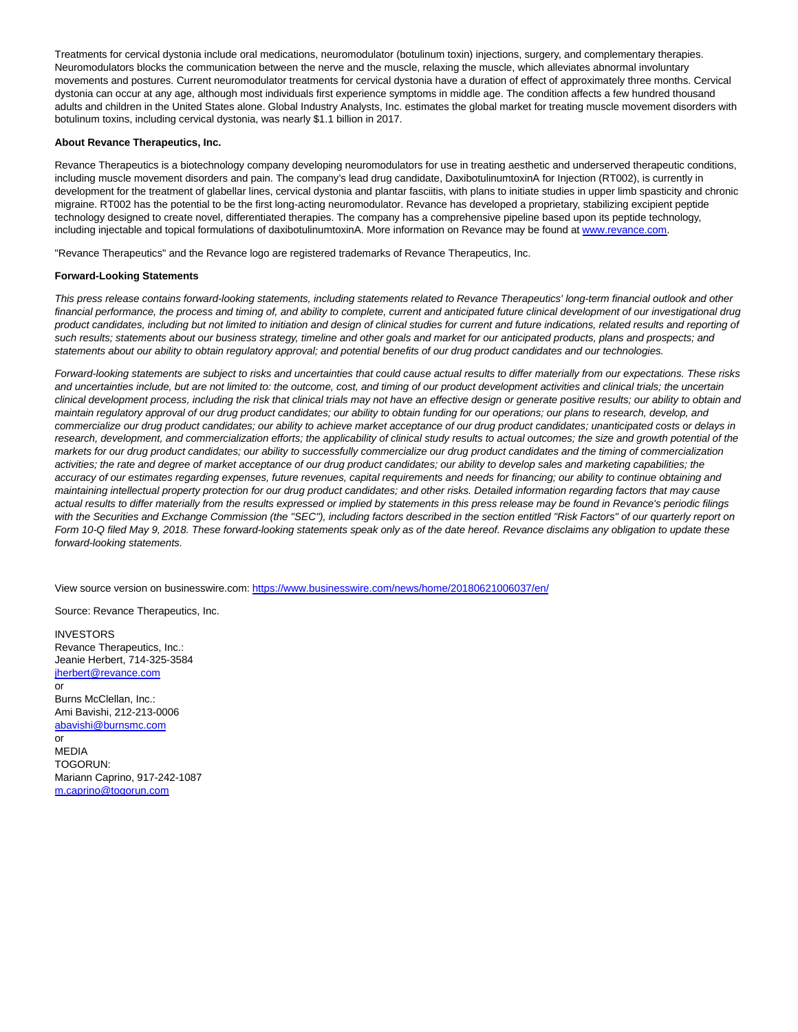Treatments for cervical dystonia include oral medications, neuromodulator (botulinum toxin) injections, surgery, and complementary therapies. Neuromodulators blocks the communication between the nerve and the muscle, relaxing the muscle, which alleviates abnormal involuntary movements and postures. Current neuromodulator treatments for cervical dystonia have a duration of effect of approximately three months. Cervical dystonia can occur at any age, although most individuals first experience symptoms in middle age. The condition affects a few hundred thousand adults and children in the United States alone. Global Industry Analysts, Inc. estimates the global market for treating muscle movement disorders with botulinum toxins, including cervical dystonia, was nearly $1.1 billion in 2017.

**About Revance Therapeutics, Inc.**

Revance Therapeutics is a biotechnology company developing neuromodulators for use in treating aesthetic and underserved therapeutic conditions, including muscle movement disorders and pain. The company's lead drug candidate, DaxibotulinumtoxinA for Injection (RT002), is currently in development for the treatment of glabellar lines, cervical dystonia and plantar fasciitis, with plans to initiate studies in upper limb spasticity and chronic migraine. RT002 has the potential to be the first long-acting neuromodulator. Revance has developed a proprietary, stabilizing excipient peptide technology designed to create novel, differentiated therapies. The company has a comprehensive pipeline based upon its peptide technology, including injectable and topical formulations of daxibotulinumtoxinA. More information on Revance may be found at www.revance.com.

"Revance Therapeutics" and the Revance logo are registered trademarks of Revance Therapeutics, Inc.

**Forward-Looking Statements**

*This press release contains forward-looking statements, including statements related to Revance Therapeutics' long-term financial outlook and other financial performance, the process and timing of, and ability to complete, current and anticipated future clinical development of our investigational drug product candidates, including but not limited to initiation and design of clinical studies for current and future indications, related results and reporting of such results; statements about our business strategy, timeline and other goals and market for our anticipated products, plans and prospects; and statements about our ability to obtain regulatory approval; and potential benefits of our drug product candidates and our technologies.*

*Forward-looking statements are subject to risks and uncertainties that could cause actual results to differ materially from our expectations. These risks and uncertainties include, but are not limited to: the outcome, cost, and timing of our product development activities and clinical trials; the uncertain clinical development process, including the risk that clinical trials may not have an effective design or generate positive results; our ability to obtain and maintain regulatory approval of our drug product candidates; our ability to obtain funding for our operations; our plans to research, develop, and commercialize our drug product candidates; our ability to achieve market acceptance of our drug product candidates; unanticipated costs or delays in research, development, and commercialization efforts; the applicability of clinical study results to actual outcomes; the size and growth potential of the markets for our drug product candidates; our ability to successfully commercialize our drug product candidates and the timing of commercialization activities; the rate and degree of market acceptance of our drug product candidates; our ability to develop sales and marketing capabilities; the accuracy of our estimates regarding expenses, future revenues, capital requirements and needs for financing; our ability to continue obtaining and maintaining intellectual property protection for our drug product candidates; and other risks. Detailed information regarding factors that may cause actual results to differ materially from the results expressed or implied by statements in this press release may be found in Revance's periodic filings with the Securities and Exchange Commission (the "SEC"), including factors described in the section entitled "Risk Factors" of our quarterly report on Form 10-Q filed May 9, 2018. These forward-looking statements speak only as of the date hereof. Revance disclaims any obligation to update these forward-looking statements.*

View source version on businesswire.com: https://www.businesswire.com/news/home/20180621006037/en/

Source: Revance Therapeutics, Inc.

INVESTORS
Revance Therapeutics, Inc.:
Jeanie Herbert, 714-325-3584
jherbert@revance.com
or
Burns McClellan, Inc.:
Ami Bavishi, 212-213-0006
abavishi@burnsmc.com
or
MEDIA
TOGORUN:
Mariann Caprino, 917-242-1087
m.caprino@togorun.com